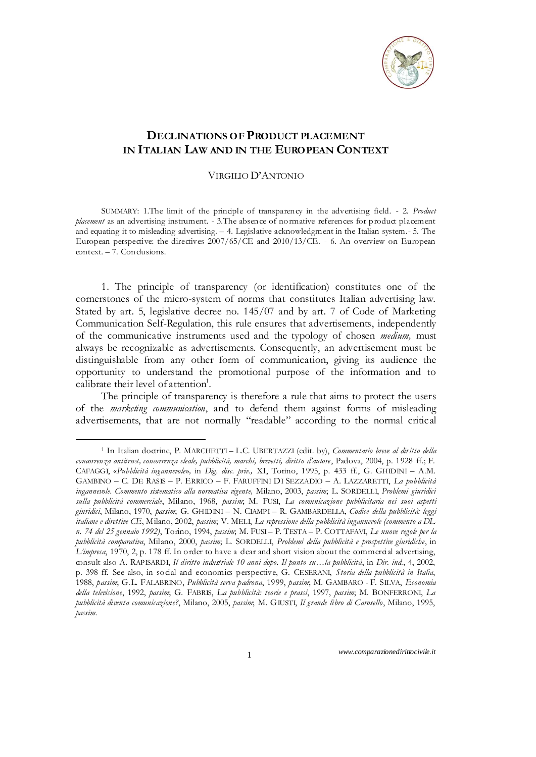# Declinations of Product placement in Italian Law and in the European Context

VIRGILIO D'ANTONIO

SUMMARY: 1.The limit of the principle of transparency in the advertising field. - 2. *Product placement* as an advertising instrument. - 3.The absence of normative references for product placement and equating it to misleading advertising. – 4. Legislative acknowledgment in the Italian system.- 5. The European perspective: the directives 2007/65/CE and 2010/13/CE. - 6. An overview on European context. – 7. Conclusions.

1. The principle of transparency (or identification) constitutes one of the cornerstones of the micro-system of norms that constitutes Italian advertising law. Stated by art. 5, legislative decree no. 145/07 and by art. 7 of Code of Marketing Communication Self-Regulation, this rule ensures that advertisements, independently of the communicative instruments used and the typology of chosen *medium,* must always be recognizable as advertisements. Consequently, an advertisement must be distinguishable from any other form of communication, giving its audience the opportunity to understand the promotional purpose of the information and to calibrate their level of attention[1].

The principle of transparency is therefore a rule that aims to protect the users of the *marketing communication*, and to defend them against forms of misleading advertisements, that are not normally "readable" according to the normal critical

---

[1] In Italian doctrine, P. MARCHETTI – L.C. UBERTAZZI (edit. by), *Commentario breve al diritto della concorrenza antitrust, concorrenza sleale, pubblicità, marchi, brevetti, diritto d'autore*, Padova, 2004, p. 1928 ff.; F. CAFAGGI, «*Pubblicità ingannevole*», in *Dig. disc. priv.,* XI, Torino, 1995, p. 433 ff., G. GHIDINI – A.M. GAMBINO – C. DE RASIS – P. ERRICO – F. FARUFFINI DI SEZZADIO – A. LAZZARETTI, *La pubblicità ingannevole. Commento sistematico alla normativa vigente,* Milano, 2003, *passim*; L. SORDELLI, *Problemi giuridici sulla pubblicità commerciale*, Milano, 1968, *passim*; M. FUSI, *La comunicazione pubblicitaria nei suoi aspetti giuridici*, Milano, 1970, *passim*; G. GHIDINI – N. CIAMPI – R. GAMBARDELLA, *Codice della pubblicità: leggi italiane e direttive CE*, Milano, 2002, *passim*; V. MELI, *La repressione della pubblicità ingannevole (commento a DL n. 74 del 25 gennaio 1992)*, Torino, 1994, *passim*; M. FUSI – P. TESTA – P. COTTAFAVI, *Le nuove regole per la pubblicità comparativa*, Milano, 2000, *passim*; L. SORDELLI, *Problemi della pubblicità e prospettive giuridiche*, in *L'impresa*, 1970, 2, p. 178 ff. In order to have a clear and short vision about the commercial advertising, consult also A. RAPISARDI, *Il diritto industriale 10 anni dopo. Il punto su…la pubblicità*, in *Dir. ind.*, 4, 2002, p. 398 ff. See also, in social and economics perspective, G. CESERANI, *Storia della pubblicità in Italia*, 1988, *passim*; G.L. FALABRINO, *Pubblicità serva padrona*, 1999, *passim*; M. GAMBARO - F. SILVA, *Economia della televisione*, 1992, *passim*; G. FABRIS, *La pubblicità: teorie e prassi*, 1997, *passim*; M. BONFERRONI, *La pubblicità diventa comunicazione?*, Milano, 2005, *passim*; M. GIUSTI, *Il grande libro di Carosello*, Milano, 1995, *passim*.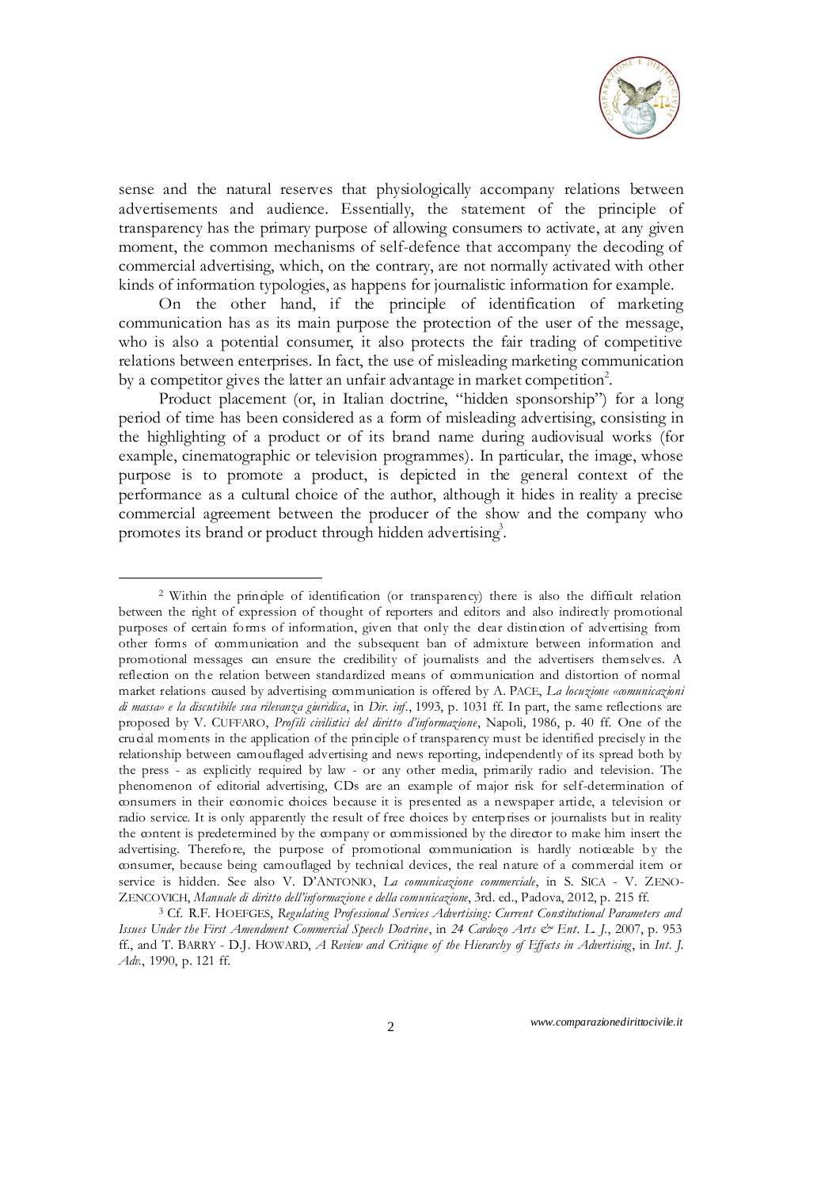sense and the natural reserves that physiologically accompany relations between advertisements and audience. Essentially, the statement of the principle of transparency has the primary purpose of allowing consumers to activate, at any given moment, the common mechanisms of self-defence that accompany the decoding of commercial advertising, which, on the contrary, are not normally activated with other kinds of information typologies, as happens for journalistic information for example.

On the other hand, if the principle of identification of marketing communication has as its main purpose the protection of the user of the message, who is also a potential consumer, it also protects the fair trading of competitive relations between enterprises. In fact, the use of misleading marketing communication by a competitor gives the latter an unfair advantage in market competition[2].

Product placement (or, in Italian doctrine, "hidden sponsorship") for a long period of time has been considered as a form of misleading advertising, consisting in the highlighting of a product or of its brand name during audiovisual works (for example, cinematographic or television programmes). In particular, the image, whose purpose is to promote a product, is depicted in the general context of the performance as a cultural choice of the author, although it hides in reality a precise commercial agreement between the producer of the show and the company who promotes its brand or product through hidden advertising[3].

---

[2] Within the principle of identification (or transparency) there is also the difficult relation between the right of expression of thought of reporters and editors and also indirectly promotional purposes of certain forms of information, given that only the clear distinction of advertising from other forms of communication and the subsequent ban of admixture between information and promotional messages can ensure the credibility of journalists and the advertisers themselves. A reflection on the relation between standardized means of communication and distortion of normal market relations caused by advertising communication is offered by A. PACE, *La locuzione «comunicazioni di massa» e la discutibile sua rilevanza giuridica*, in *Dir. inf.*, 1993, p. 1031 ff. In part, the same reflections are proposed by V. CUFFARO, *Profili civilistici del diritto d'informazione*, Napoli, 1986, p. 40 ff. One of the crucial moments in the application of the principle of transparency must be identified precisely in the relationship between camouflaged advertising and news reporting, independently of its spread both by the press - as explicitly required by law - or any other media, primarily radio and television. The phenomenon of editorial advertising, CDs are an example of major risk for self-determination of consumers in their economic choices because it is presented as a newspaper article, a television or radio service. It is only apparently the result of free choices by enterprises or journalists but in reality the content is predetermined by the company or commissioned by the director to make him insert the advertising. Therefore, the purpose of promotional communication is hardly noticeable by the consumer, because being camouflaged by technical devices, the real nature of a commercial item or service is hidden. See also V. D'ANTONIO, *La comunicazione commerciale*, in S. SICA - V. ZENO-ZENCOVICH, *Manuale di diritto dell'informazione e della comunicazione*, 3rd. ed., Padova, 2012, p. 215 ff.

[3] Cf. R.F. HOEFGES, *Regulating Professional Services Advertising: Current Constitutional Parameters and Issues Under the First Amendment Commercial Speech Doctrine*, in *24 Cardozo Arts & Ent. L. J.*, 2007, p. 953 ff., and T. BARRY - D.J. HOWARD, *A Review and Critique of the Hierarchy of Effects in Advertising*, in *Int. J. Adv.*, 1990, p. 121 ff.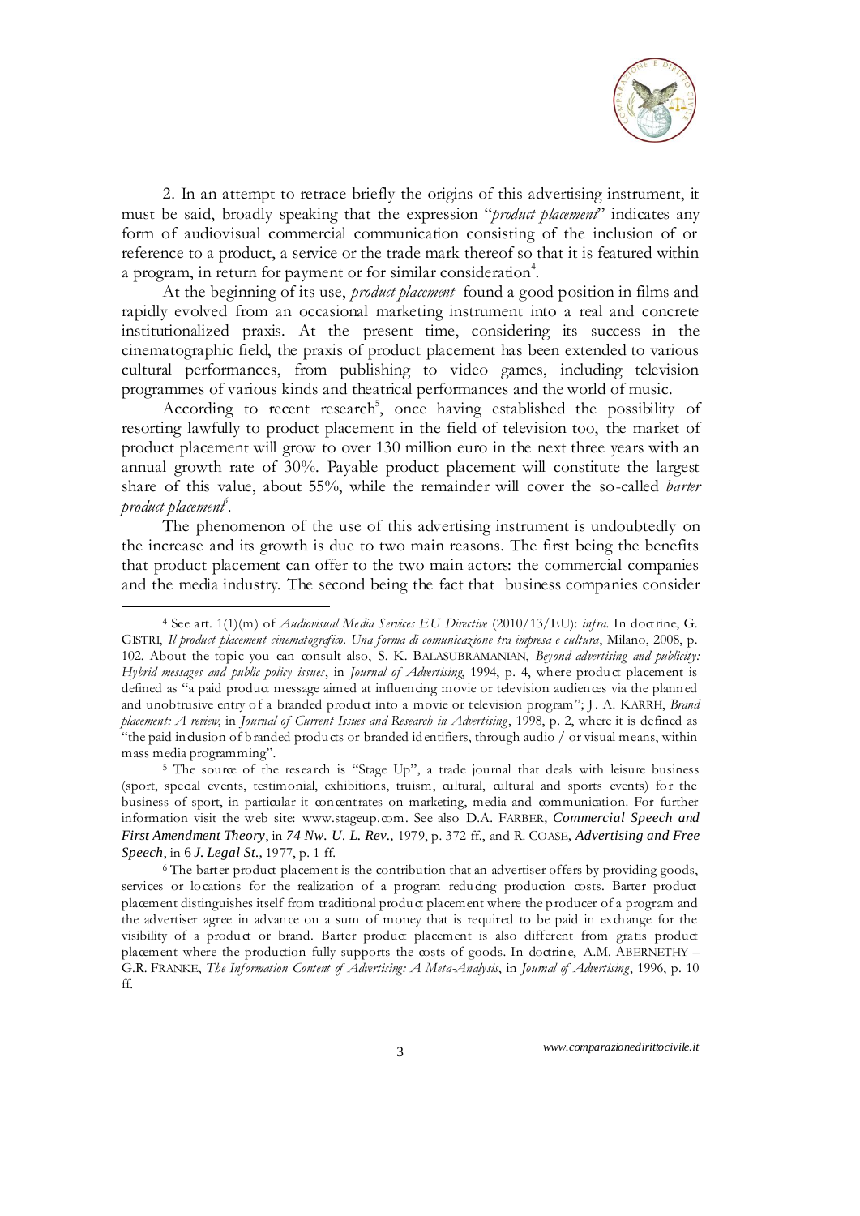2. In an attempt to retrace briefly the origins of this advertising instrument, it must be said, broadly speaking that the expression "*product placement*" indicates any form of audiovisual commercial communication consisting of the inclusion of or reference to a product, a service or the trade mark thereof so that it is featured within a program, in return for payment or for similar consideration[4].

At the beginning of its use, *product placement* found a good position in films and rapidly evolved from an occasional marketing instrument into a real and concrete institutionalized praxis. At the present time, considering its success in the cinematographic field, the praxis of product placement has been extended to various cultural performances, from publishing to video games, including television programmes of various kinds and theatrical performances and the world of music.

According to recent research[5], once having established the possibility of resorting lawfully to product placement in the field of television too, the market of product placement will grow to over 130 million euro in the next three years with an annual growth rate of 30%. Payable product placement will constitute the largest share of this value, about 55%, while the remainder will cover the so-called *barter product placement*[6].

The phenomenon of the use of this advertising instrument is undoubtedly on the increase and its growth is due to two main reasons. The first being the benefits that product placement can offer to the two main actors: the commercial companies and the media industry. The second being the fact that business companies consider

---

[4] See art. 1(1)(m) of *Audiovisual Media Services EU Directive* (2010/13/EU): *infra*. In doctrine, G. GISTRI, *Il product placement cinematografico. Una forma di comunicazione tra impresa e cultura*, Milano, 2008, p. 102. About the topic you can consult also, S. K. BALASUBRAMANIAN, *Beyond advertising and publicity: Hybrid messages and public policy issues*, in *Journal of Advertising*, 1994, p. 4, where product placement is defined as "a paid product message aimed at influencing movie or television audiences via the planned and unobtrusive entry of a branded product into a movie or television program"; J. A. KARRH, *Brand placement: A review*, in *Journal of Current Issues and Research in Advertising*, 1998, p. 2, where it is defined as "the paid inclusion of branded products or branded identifiers, through audio / or visual means, within mass media programming".

[5] The source of the research is "Stage Up", a trade journal that deals with leisure business (sport, special events, testimonial, exhibitions, truism, cultural, cultural and sports events) for the business of sport, in particular it concentrates on marketing, media and communication. For further information visit the web site: www.stageup.com. See also D.A. FARBER, *Commercial Speech and First Amendment Theory*, in *74 Nw. U. L. Rev.*, 1979, p. 372 ff., and R. COASE, *Advertising and Free Speech*, in 6 *J. Legal St.*, 1977, p. 1 ff.

[6] The barter product placement is the contribution that an advertiser offers by providing goods, services or locations for the realization of a program reducing production costs. Barter product placement distinguishes itself from traditional product placement where the producer of a program and the advertiser agree in advance on a sum of money that is required to be paid in exchange for the visibility of a product or brand. Barter product placement is also different from gratis product placement where the production fully supports the costs of goods. In doctrine, A.M. ABERNETHY – G.R. FRANKE, *The Information Content of Advertising: A Meta-Analysis*, in *Journal of Advertising*, 1996, p. 10 ff.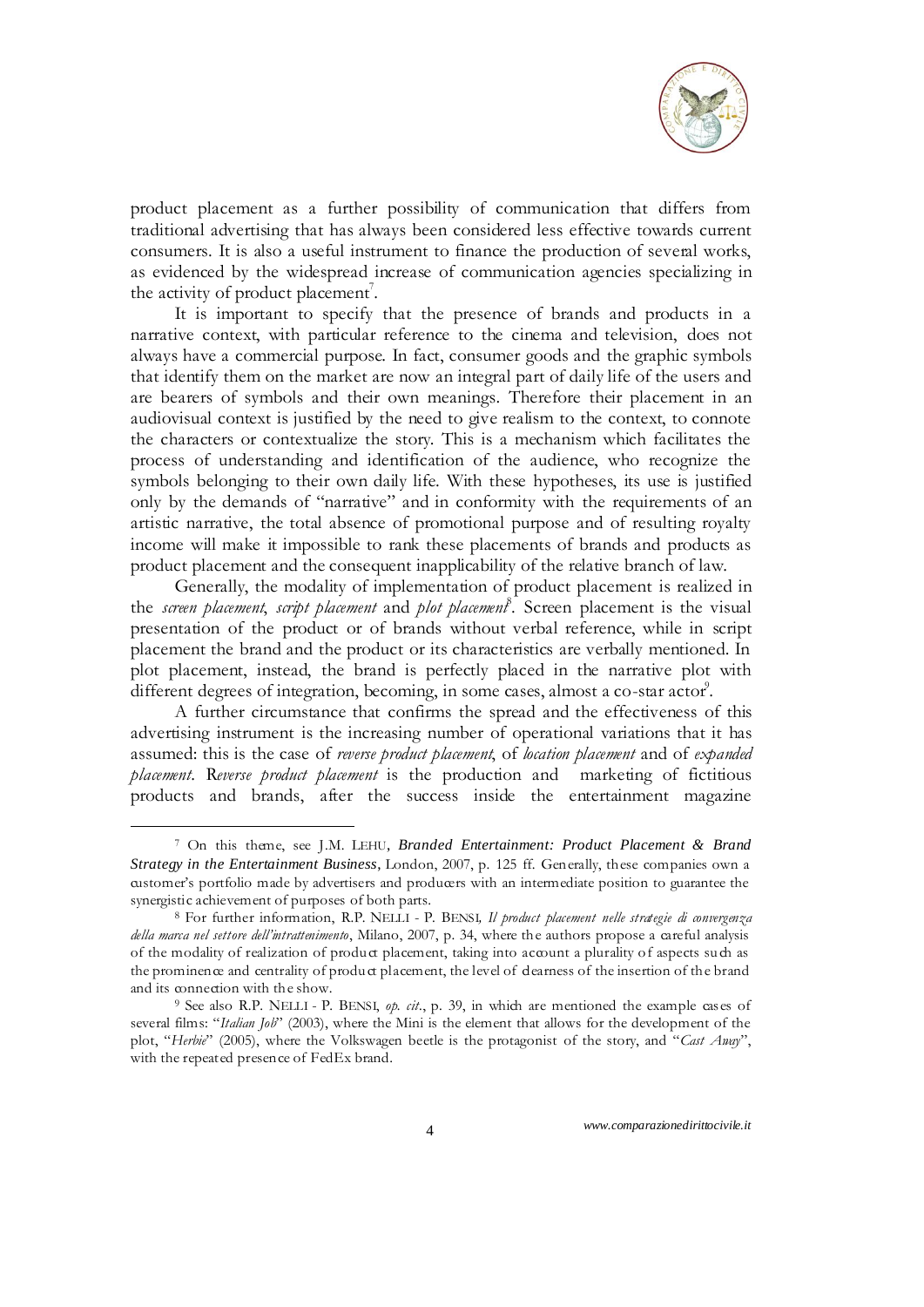product placement as a further possibility of communication that differs from traditional advertising that has always been considered less effective towards current consumers. It is also a useful instrument to finance the production of several works, as evidenced by the widespread increase of communication agencies specializing in the activity of product placement[7].

It is important to specify that the presence of brands and products in a narrative context, with particular reference to the cinema and television, does not always have a commercial purpose. In fact, consumer goods and the graphic symbols that identify them on the market are now an integral part of daily life of the users and are bearers of symbols and their own meanings. Therefore their placement in an audiovisual context is justified by the need to give realism to the context, to connote the characters or contextualize the story. This is a mechanism which facilitates the process of understanding and identification of the audience, who recognize the symbols belonging to their own daily life. With these hypotheses, its use is justified only by the demands of "narrative" and in conformity with the requirements of an artistic narrative, the total absence of promotional purpose and of resulting royalty income will make it impossible to rank these placements of brands and products as product placement and the consequent inapplicability of the relative branch of law.

Generally, the modality of implementation of product placement is realized in the *screen placement*, *script placement* and *plot placement*[8]. Screen placement is the visual presentation of the product or of brands without verbal reference, while in script placement the brand and the product or its characteristics are verbally mentioned. In plot placement, instead, the brand is perfectly placed in the narrative plot with different degrees of integration, becoming, in some cases, almost a co-star actor[9].

A further circumstance that confirms the spread and the effectiveness of this advertising instrument is the increasing number of operational variations that it has assumed: this is the case of *reverse product placement*, of *location placement* and of *expanded placement*. R*everse product placement* is the production and marketing of fictitious products and brands, after the success inside the entertainment magazine

---

[7] On this theme, see J.M. LEHU, *Branded Entertainment: Product Placement & Brand Strategy in the Entertainment Business*, London, 2007, p. 125 ff. Generally, these companies own a customer's portfolio made by advertisers and producers with an intermediate position to guarantee the synergistic achievement of purposes of both parts.

[8] For further information, R.P. NELLI - P. BENSI, *Il product placement nelle strategie di convergenza della marca nel settore dell'intrattenimento*, Milano, 2007, p. 34, where the authors propose a careful analysis of the modality of realization of product placement, taking into account a plurality of aspects such as the prominence and centrality of product placement, the level of clearness of the insertion of the brand and its connection with the show.

[9] See also R.P. NELLI - P. BENSI, *op. cit.*, p. 39, in which are mentioned the example cases of several films: "*Italian Job*" (2003), where the Mini is the element that allows for the development of the plot, "*Herbie*" (2005), where the Volkswagen beetle is the protagonist of the story, and "*Cast Away*", with the repeated presence of FedEx brand.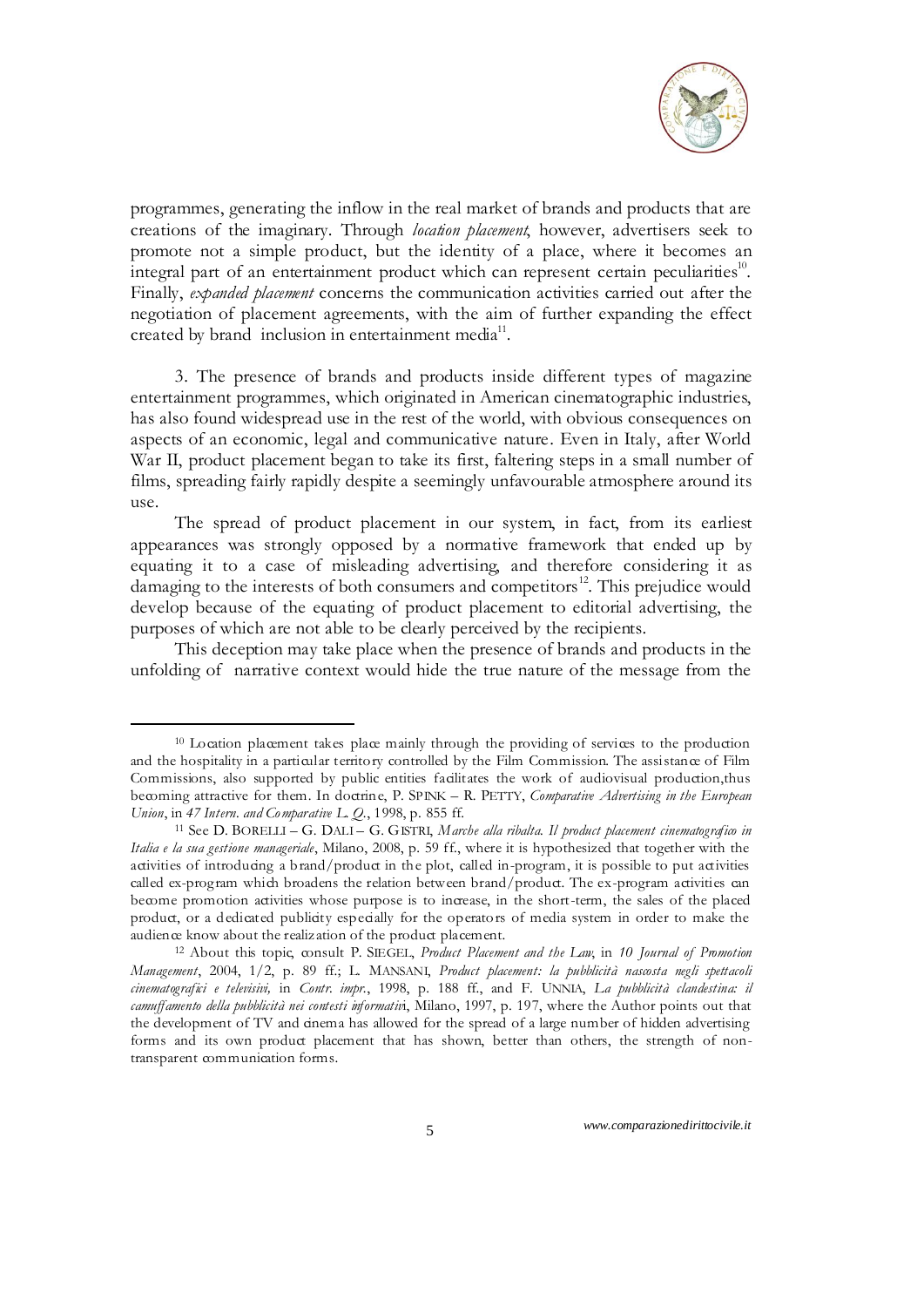programmes, generating the inflow in the real market of brands and products that are creations of the imaginary. Through *location placement*, however, advertisers seek to promote not a simple product, but the identity of a place, where it becomes an integral part of an entertainment product which can represent certain peculiarities[10]. Finally, *expanded placement* concerns the communication activities carried out after the negotiation of placement agreements, with the aim of further expanding the effect created by brand inclusion in entertainment media[11].

3. The presence of brands and products inside different types of magazine entertainment programmes, which originated in American cinematographic industries, has also found widespread use in the rest of the world, with obvious consequences on aspects of an economic, legal and communicative nature. Even in Italy, after World War II, product placement began to take its first, faltering steps in a small number of films, spreading fairly rapidly despite a seemingly unfavourable atmosphere around its use.

The spread of product placement in our system, in fact, from its earliest appearances was strongly opposed by a normative framework that ended up by equating it to a case of misleading advertising, and therefore considering it as damaging to the interests of both consumers and competitors[12]. This prejudice would develop because of the equating of product placement to editorial advertising, the purposes of which are not able to be clearly perceived by the recipients.

This deception may take place when the presence of brands and products in the unfolding of narrative context would hide the true nature of the message from the

---

[10] Location placement takes place mainly through the providing of services to the production and the hospitality in a particular territory controlled by the Film Commission. The assistance of Film Commissions, also supported by public entities facilitates the work of audiovisual production,thus becoming attractive for them. In doctrine, P. SPINK – R. PETTY, *Comparative Advertising in the European Union*, in *47 Intern. and Comparative L. Q.*, 1998, p. 855 ff.

[11] See D. BORELLI – G. DALI – G. GISTRI, *Marche alla ribalta. Il product placement cinematografico in Italia e la sua gestione manageriale*, Milano, 2008, p. 59 ff., where it is hypothesized that together with the activities of introducing a brand/product in the plot, called in-program, it is possible to put activities called ex-program which broadens the relation between brand/product. The ex-program activities can become promotion activities whose purpose is to increase, in the short-term, the sales of the placed product, or a dedicated publicity especially for the operators of media system in order to make the audience know about the realization of the product placement.

[12] About this topic, consult P. SIEGEL, *Product Placement and the Law*, in *10 Journal of Promotion Management*, 2004, 1/2, p. 89 ff.; L. MANSANI, *Product placement: la pubblicità nascosta negli spettacoli cinematografici e televisivi,* in *Contr. impr.*, 1998, p. 188 ff., and F. UNNIA, *La pubblicità clandestina: il camuffamento della pubblicità nei contesti informativi*, Milano, 1997, p. 197, where the Author points out that the development of TV and cinema has allowed for the spread of a large number of hidden advertising forms and its own product placement that has shown, better than others, the strength of non-transparent communication forms.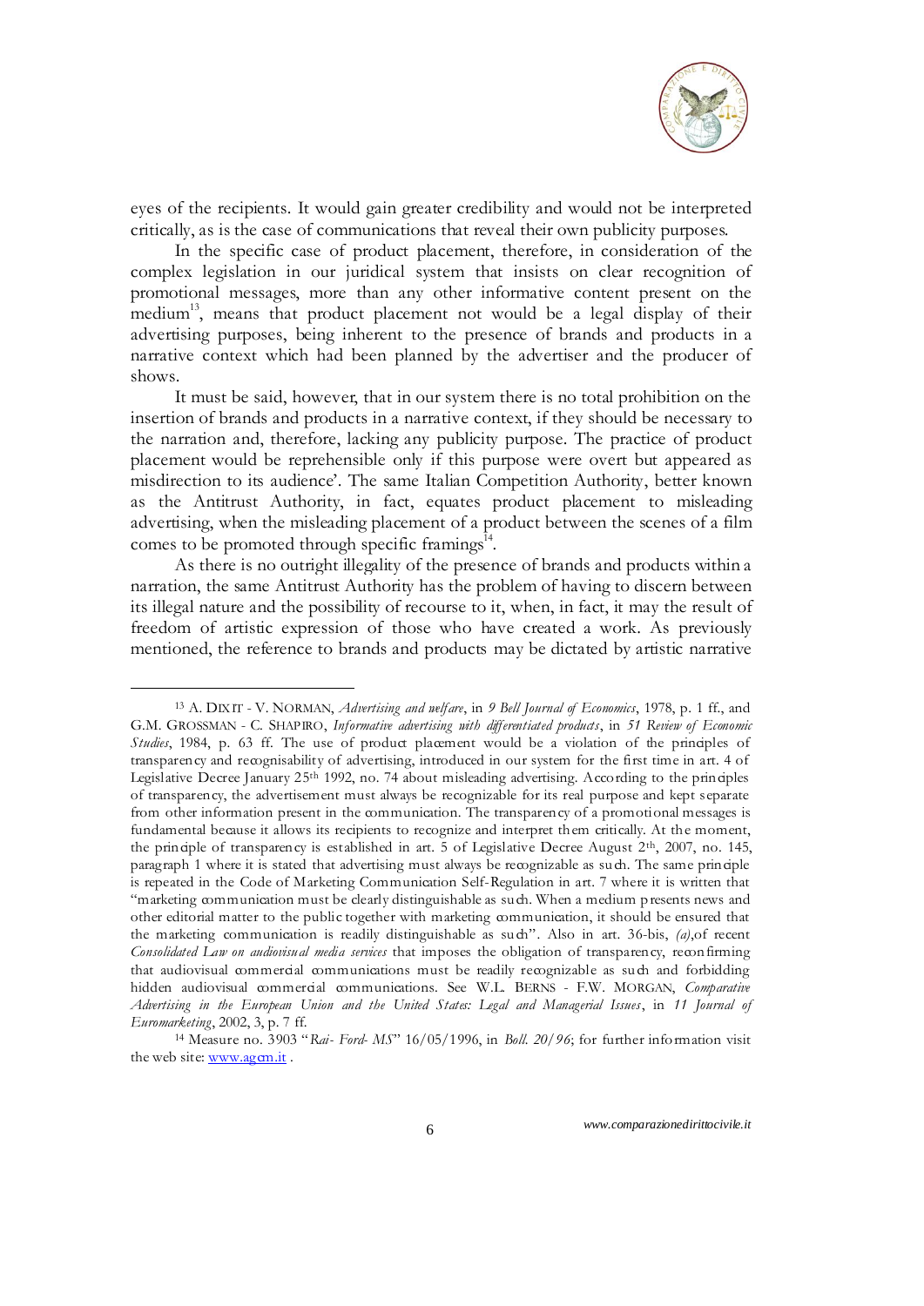eyes of the recipients. It would gain greater credibility and would not be interpreted critically, as is the case of communications that reveal their own publicity purposes.

In the specific case of product placement, therefore, in consideration of the complex legislation in our juridical system that insists on clear recognition of promotional messages, more than any other informative content present on the medium[13], means that product placement not would be a legal display of their advertising purposes, being inherent to the presence of brands and products in a narrative context which had been planned by the advertiser and the producer of shows.

It must be said, however, that in our system there is no total prohibition on the insertion of brands and products in a narrative context, if they should be necessary to the narration and, therefore, lacking any publicity purpose. The practice of product placement would be reprehensible only if this purpose were overt but appeared as misdirection to its audience'. The same Italian Competition Authority, better known as the Antitrust Authority, in fact, equates product placement to misleading advertising, when the misleading placement of a product between the scenes of a film comes to be promoted through specific framings[14].

As there is no outright illegality of the presence of brands and products within a narration, the same Antitrust Authority has the problem of having to discern between its illegal nature and the possibility of recourse to it, when, in fact, it may the result of freedom of artistic expression of those who have created a work. As previously mentioned, the reference to brands and products may be dictated by artistic narrative

---

[13] A. DIXIT - V. NORMAN, *Advertising and welfare*, in *9 Bell Journal of Economics*, 1978, p. 1 ff., and G.M. GROSSMAN - C. SHAPIRO, *Informative advertising with differentiated products*, in *51 Review of Economic Studies*, 1984, p. 63 ff. The use of product placement would be a violation of the principles of transparency and recognisability of advertising, introduced in our system for the first time in art. 4 of Legislative Decree January 25th 1992, no. 74 about misleading advertising. According to the principles of transparency, the advertisement must always be recognizable for its real purpose and kept separate from other information present in the communication. The transparency of a promotional messages is fundamental because it allows its recipients to recognize and interpret them critically. At the moment, the principle of transparency is established in art. 5 of Legislative Decree August 2th, 2007, no. 145, paragraph 1 where it is stated that advertising must always be recognizable as such. The same principle is repeated in the Code of Marketing Communication Self-Regulation in art. 7 where it is written that "marketing communication must be clearly distinguishable as such. When a medium presents news and other editorial matter to the public together with marketing communication, it should be ensured that the marketing communication is readily distinguishable as such". Also in art. 36-bis, *(a)*,of recent *Consolidated Law on audiovisual media services* that imposes the obligation of transparency, reconfirming that audiovisual commercial communications must be readily recognizable as such and forbidding hidden audiovisual commercial communications. See W.L. BERNS - F.W. MORGAN, *Comparative Advertising in the European Union and the United States: Legal and Managerial Issues*, in *11 Journal of Euromarketing*, 2002, 3, p. 7 ff.

[14] Measure no. 3903 "*Rai- Ford- MS*" 16/05/1996, in *Boll. 20/96*; for further information visit the web site: www.agcm.it .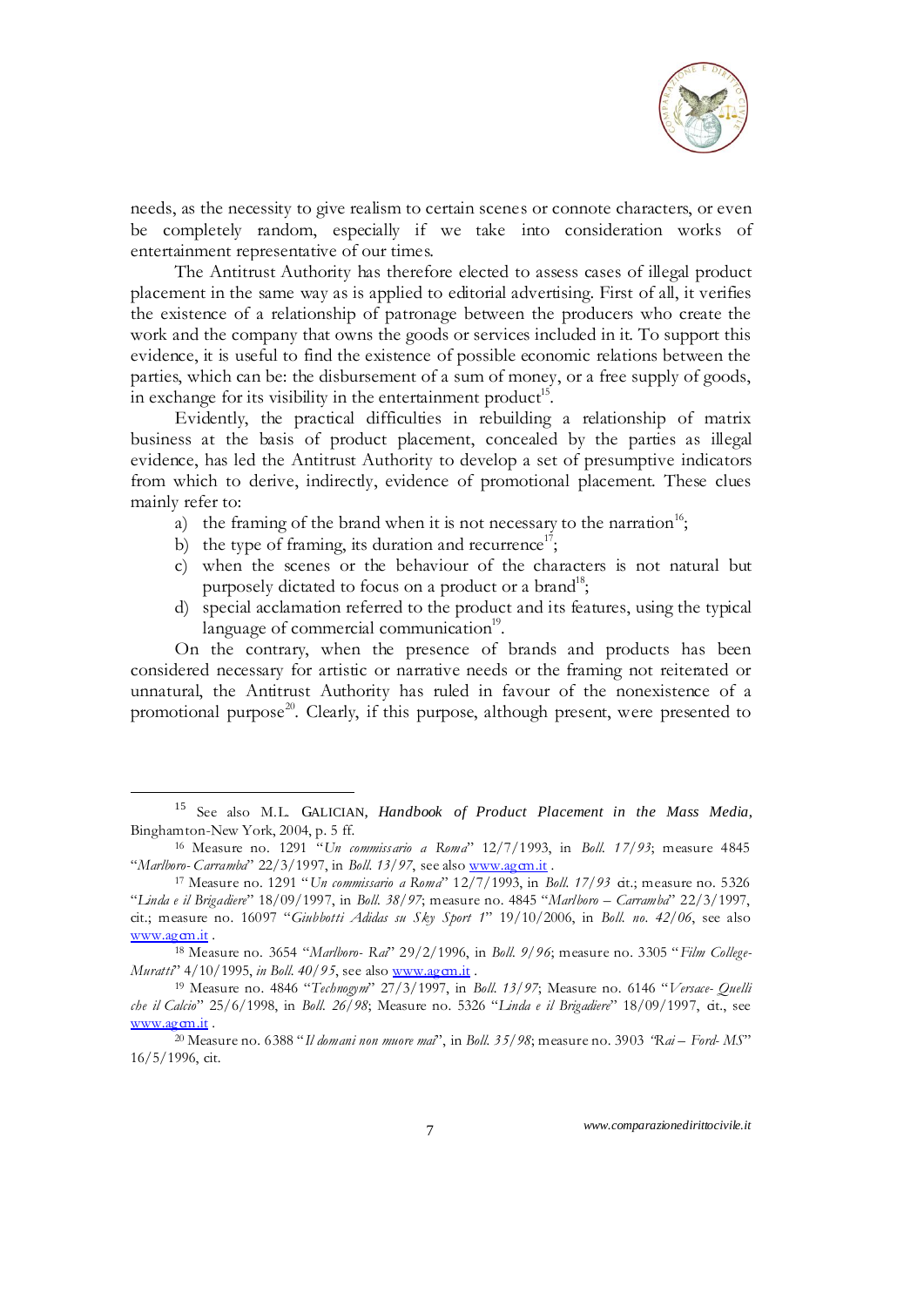needs, as the necessity to give realism to certain scenes or connote characters, or even be completely random, especially if we take into consideration works of entertainment representative of our times.

The Antitrust Authority has therefore elected to assess cases of illegal product placement in the same way as is applied to editorial advertising. First of all, it verifies the existence of a relationship of patronage between the producers who create the work and the company that owns the goods or services included in it. To support this evidence, it is useful to find the existence of possible economic relations between the parties, which can be: the disbursement of a sum of money, or a free supply of goods, in exchange for its visibility in the entertainment product[15].

Evidently, the practical difficulties in rebuilding a relationship of matrix business at the basis of product placement, concealed by the parties as illegal evidence, has led the Antitrust Authority to develop a set of presumptive indicators from which to derive, indirectly, evidence of promotional placement. These clues mainly refer to:

a) the framing of the brand when it is not necessary to the narration[16];
b) the type of framing, its duration and recurrence[17];
c) when the scenes or the behaviour of the characters is not natural but purposely dictated to focus on a product or a brand[18];
d) special acclamation referred to the product and its features, using the typical language of commercial communication[19].

On the contrary, when the presence of brands and products has been considered necessary for artistic or narrative needs or the framing not reiterated or unnatural, the Antitrust Authority has ruled in favour of the nonexistence of a promotional purpose[20]. Clearly, if this purpose, although present, were presented to

---

[15] See also M.L. GALICIAN, *Handbook of Product Placement in the Mass Media*, Binghamton-New York, 2004, p. 5 ff.

[16] Measure no. 1291 "*Un commissario a Roma*" 12/7/1993, in *Boll. 17/93*; measure 4845 "*Marlboro- Carramba*" 22/3/1997, in *Boll. 13/97*, see also www.agcm.it .

[17] Measure no. 1291 "*Un commissario a Roma*" 12/7/1993, in *Boll. 17/93* cit.; measure no. 5326 "*Linda e il Brigadiere*" 18/09/1997, in *Boll. 38/97*; measure no. 4845 "*Marlboro – Carramba*" 22/3/1997, cit.; measure no. 16097 "*Giubbotti Adidas su Sky Sport 1*" 19/10/2006, in *Boll. no. 42/06*, see also www.agcm.it .

[18] Measure no. 3654 "*Marlboro- Rai*" 29/2/1996, in *Boll. 9/96*; measure no. 3305 "*Film College- Muratti*" 4/10/1995, *in Boll. 40/95*, see also www.agcm.it .

[19] Measure no. 4846 "*Technogym*" 27/3/1997, in *Boll. 13/97*; Measure no. 6146 "*Versace- Quelli che il Calcio*" 25/6/1998, in *Boll. 26/98*; Measure no. 5326 "*Linda e il Brigadiere*" 18/09/1997, cit., see www.agcm.it .

[20] Measure no. 6388 "*Il domani non muore mai*", in *Boll. 35/98*; measure no. 3903 *"Rai – Ford- MS*" 16/5/1996, cit.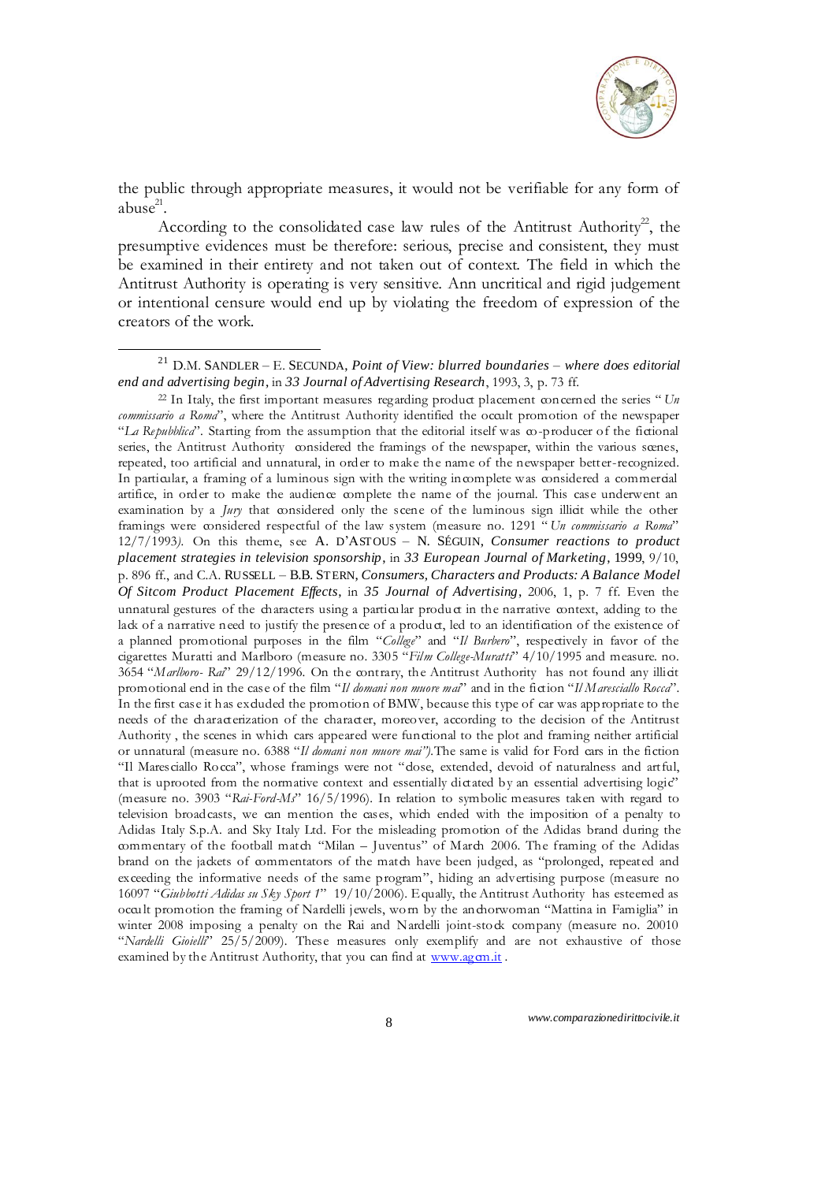the public through appropriate measures, it would not be verifiable for any form of abuse[21].

According to the consolidated case law rules of the Antitrust Authority[22], the presumptive evidences must be therefore: serious, precise and consistent, they must be examined in their entirety and not taken out of context. The field in which the Antitrust Authority is operating is very sensitive. Ann uncritical and rigid judgement or intentional censure would end up by violating the freedom of expression of the creators of the work.

---

[21] D.M. SANDLER – E. SECUNDA, *Point of View: blurred boundaries – where does editorial end and advertising begin*, in *33 Journal of Advertising Research*, 1993, 3, p. 73 ff.

[22] In Italy, the first important measures regarding product placement concerned the series "*Un commissario a Roma*", where the Antitrust Authority identified the occult promotion of the newspaper "*La Repubblica*". Starting from the assumption that the editorial itself was co-producer of the fictional series, the Antitrust Authority considered the framings of the newspaper, within the various scenes, repeated, too artificial and unnatural, in order to make the name of the newspaper better-recognized. In particular, a framing of a luminous sign with the writing incomplete was considered a commercial artifice, in order to make the audience complete the name of the journal. This case underwent an examination by a *Jury* that considered only the scene of the luminous sign illicit while the other framings were considered respectful of the law system (measure no. 1291 "*Un commissario a Roma*" 12/7/1993). On this theme, see A. D'ASTOUS – N. SÉGUIN, *Consumer reactions to product placement strategies in television sponsorship*, in *33 European Journal of Marketing*, 1999, 9/10, p. 896 ff., and C.A. RUSSELL – B.B. STERN, *Consumers, Characters and Products: A Balance Model Of Sitcom Product Placement Effects*, in *35 Journal of Advertising*, 2006, 1, p. 7 ff. Even the unnatural gestures of the characters using a particular product in the narrative context, adding to the lack of a narrative need to justify the presence of a product, led to an identification of the existence of a planned promotional purposes in the film "*College*" and "*Il Burbero*", respectively in favor of the cigarettes Muratti and Marlboro (measure no. 3305 "*Film College-Muratti*" 4/10/1995 and measure. no. 3654 "*Marlboro- Rai*" 29/12/1996. On the contrary, the Antitrust Authority has not found any illicit promotional end in the case of the film "*Il domani non muore mai*" and in the fiction "*Il Maresciallo Rocca*". In the first case it has excluded the promotion of BMW, because this type of car was appropriate to the needs of the characterization of the character, moreover, according to the decision of the Antitrust Authority , the scenes in which cars appeared were functional to the plot and framing neither artificial or unnatural (measure no. 6388 "*Il domani non muore mai*").The same is valid for Ford cars in the fiction "Il Maresciallo Rocca", whose framings were not "close, extended, devoid of naturalness and artful, that is uprooted from the normative context and essentially dictated by an essential advertising logic" (measure no. 3903 "*Rai-Ford-Ms*" 16/5/1996). In relation to symbolic measures taken with regard to television broadcasts, we can mention the cases, which ended with the imposition of a penalty to Adidas Italy S.p.A. and Sky Italy Ltd. For the misleading promotion of the Adidas brand during the commentary of the football match "Milan – Juventus" of March 2006. The framing of the Adidas brand on the jackets of commentators of the match have been judged, as "prolonged, repeated and exceeding the informative needs of the same program", hiding an advertising purpose (measure no 16097 "*Giubbotti Adidas su Sky Sport 1*" 19/10/2006). Equally, the Antitrust Authority has esteemed as occult promotion the framing of Nardelli jewels, worn by the anchorwoman "Mattina in Famiglia" in winter 2008 imposing a penalty on the Rai and Nardelli joint-stock company (measure no. 20010 "*Nardelli Gioielli*" 25/5/2009). These measures only exemplify and are not exhaustive of those examined by the Antitrust Authority, that you can find at www.agcm.it .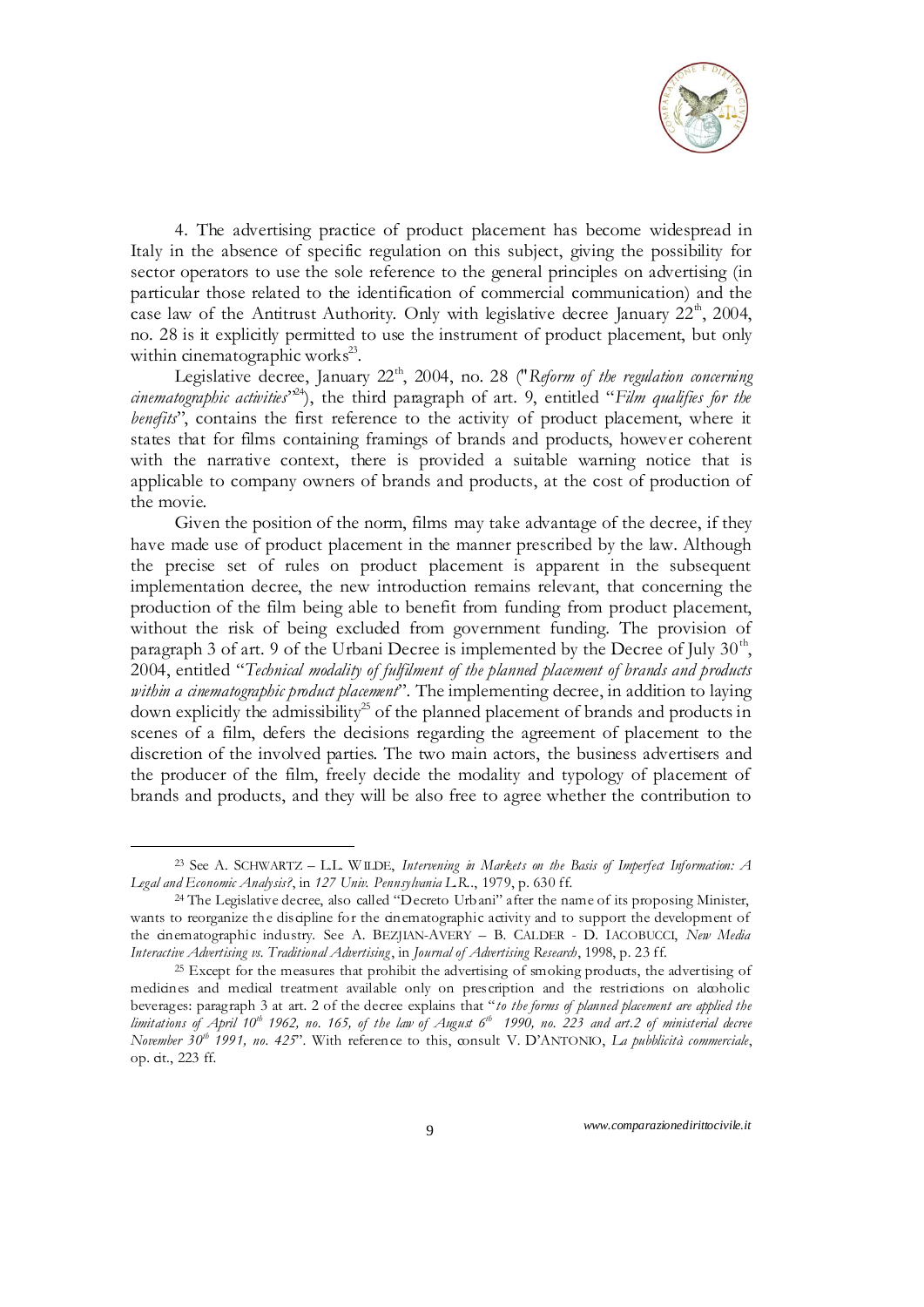4. The advertising practice of product placement has become widespread in Italy in the absence of specific regulation on this subject, giving the possibility for sector operators to use the sole reference to the general principles on advertising (in particular those related to the identification of commercial communication) and the case law of the Antitrust Authority. Only with legislative decree January 22th, 2004, no. 28 is it explicitly permitted to use the instrument of product placement, but only within cinematographic works[23].

Legislative decree, January 22th, 2004, no. 28 ("*Reform of the regulation concerning cinematographic activities*"[24]), the third paragraph of art. 9, entitled "*Film qualifies for the benefits*", contains the first reference to the activity of product placement, where it states that for films containing framings of brands and products, however coherent with the narrative context, there is provided a suitable warning notice that is applicable to company owners of brands and products, at the cost of production of the movie.

Given the position of the norm, films may take advantage of the decree, if they have made use of product placement in the manner prescribed by the law. Although the precise set of rules on product placement is apparent in the subsequent implementation decree, the new introduction remains relevant, that concerning the production of the film being able to benefit from funding from product placement, without the risk of being excluded from government funding. The provision of paragraph 3 of art. 9 of the Urbani Decree is implemented by the Decree of July 30th, 2004, entitled "*Technical modality of fulfilment of the planned placement of brands and products within a cinematographic product placement*". The implementing decree, in addition to laying down explicitly the admissibility[25] of the planned placement of brands and products in scenes of a film, defers the decisions regarding the agreement of placement to the discretion of the involved parties. The two main actors, the business advertisers and the producer of the film, freely decide the modality and typology of placement of brands and products, and they will be also free to agree whether the contribution to

---

[23] See A. SCHWARTZ – L.L. WILDE, *Intervening in Markets on the Basis of Imperfect Information: A Legal and Economic Analysis?*, in *127 Univ. Pennsylvania L.R.*., 1979, p. 630 ff.

[24] The Legislative decree, also called "Decreto Urbani" after the name of its proposing Minister, wants to reorganize the discipline for the cinematographic activity and to support the development of the cinematographic industry. See A. BEZJIAN-AVERY – B. CALDER - D. IACOBUCCI, *New Media Interactive Advertising vs. Traditional Advertising*, in *Journal of Advertising Research*, 1998, p. 23 ff.

[25] Except for the measures that prohibit the advertising of smoking products, the advertising of medicines and medical treatment available only on prescription and the restrictions on alcoholic beverages: paragraph 3 at art. 2 of the decree explains that "*to the forms of planned placement are applied the limitations of April 10th 1962, no. 165, of the law of August 6th 1990, no. 223 and art.2 of ministerial decree November 30th 1991, no. 425*". With reference to this, consult V. D'ANTONIO, *La pubblicità commerciale*, op. cit., 223 ff.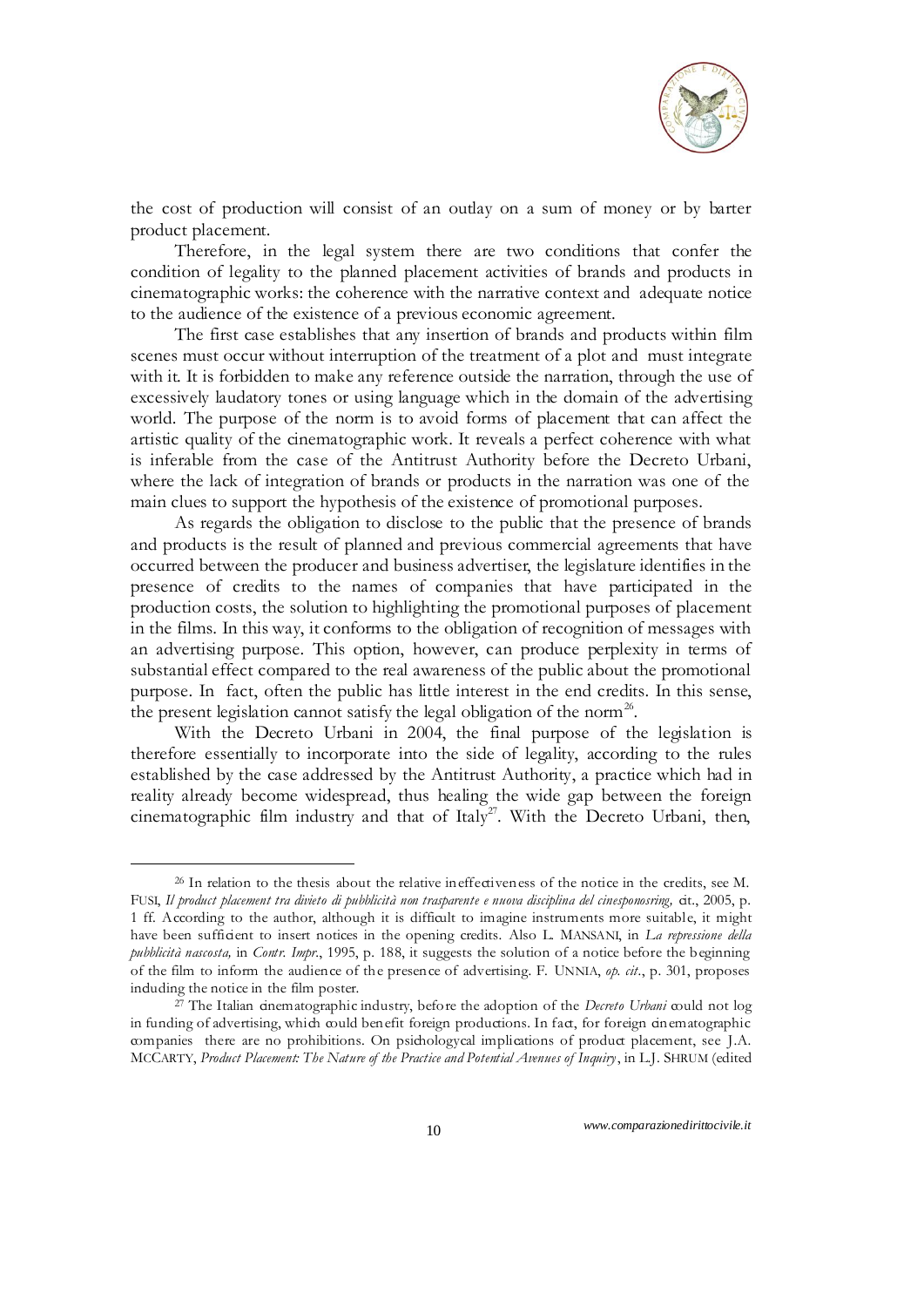the cost of production will consist of an outlay on a sum of money or by barter product placement.

Therefore, in the legal system there are two conditions that confer the condition of legality to the planned placement activities of brands and products in cinematographic works: the coherence with the narrative context and adequate notice to the audience of the existence of a previous economic agreement.

The first case establishes that any insertion of brands and products within film scenes must occur without interruption of the treatment of a plot and must integrate with it. It is forbidden to make any reference outside the narration, through the use of excessively laudatory tones or using language which in the domain of the advertising world. The purpose of the norm is to avoid forms of placement that can affect the artistic quality of the cinematographic work. It reveals a perfect coherence with what is inferable from the case of the Antitrust Authority before the Decreto Urbani, where the lack of integration of brands or products in the narration was one of the main clues to support the hypothesis of the existence of promotional purposes.

As regards the obligation to disclose to the public that the presence of brands and products is the result of planned and previous commercial agreements that have occurred between the producer and business advertiser, the legislature identifies in the presence of credits to the names of companies that have participated in the production costs, the solution to highlighting the promotional purposes of placement in the films. In this way, it conforms to the obligation of recognition of messages with an advertising purpose. This option, however, can produce perplexity in terms of substantial effect compared to the real awareness of the public about the promotional purpose. In fact, often the public has little interest in the end credits. In this sense, the present legislation cannot satisfy the legal obligation of the norm[26].

With the Decreto Urbani in 2004, the final purpose of the legislation is therefore essentially to incorporate into the side of legality, according to the rules established by the case addressed by the Antitrust Authority, a practice which had in reality already become widespread, thus healing the wide gap between the foreign cinematographic film industry and that of Italy[27]. With the Decreto Urbani, then,

---

[26] In relation to the thesis about the relative ineffectiveness of the notice in the credits, see M. FUSI, *Il product placement tra divieto di pubblicità non trasparente e nuova disciplina del cinesponosring,* cit., 2005, p. 1 ff. According to the author, although it is difficult to imagine instruments more suitable, it might have been sufficient to insert notices in the opening credits. Also L. MANSANI, in *La repressione della pubblicità nascosta,* in *Contr. Impr.*, 1995, p. 188, it suggests the solution of a notice before the beginning of the film to inform the audience of the presence of advertising. F. UNNIA, *op. cit.*, p. 301, proposes including the notice in the film poster.

[27] The Italian cinematographic industry, before the adoption of the *Decreto Urbani* could not log in funding of advertising, which could benefit foreign productions. In fact, for foreign cinematographic companies there are no prohibitions. On psichologycal implications of product placement, see J.A. MCCARTY, *Product Placement: The Nature of the Practice and Potential Avenues of Inquiry*, in L.J. SHRUM (edited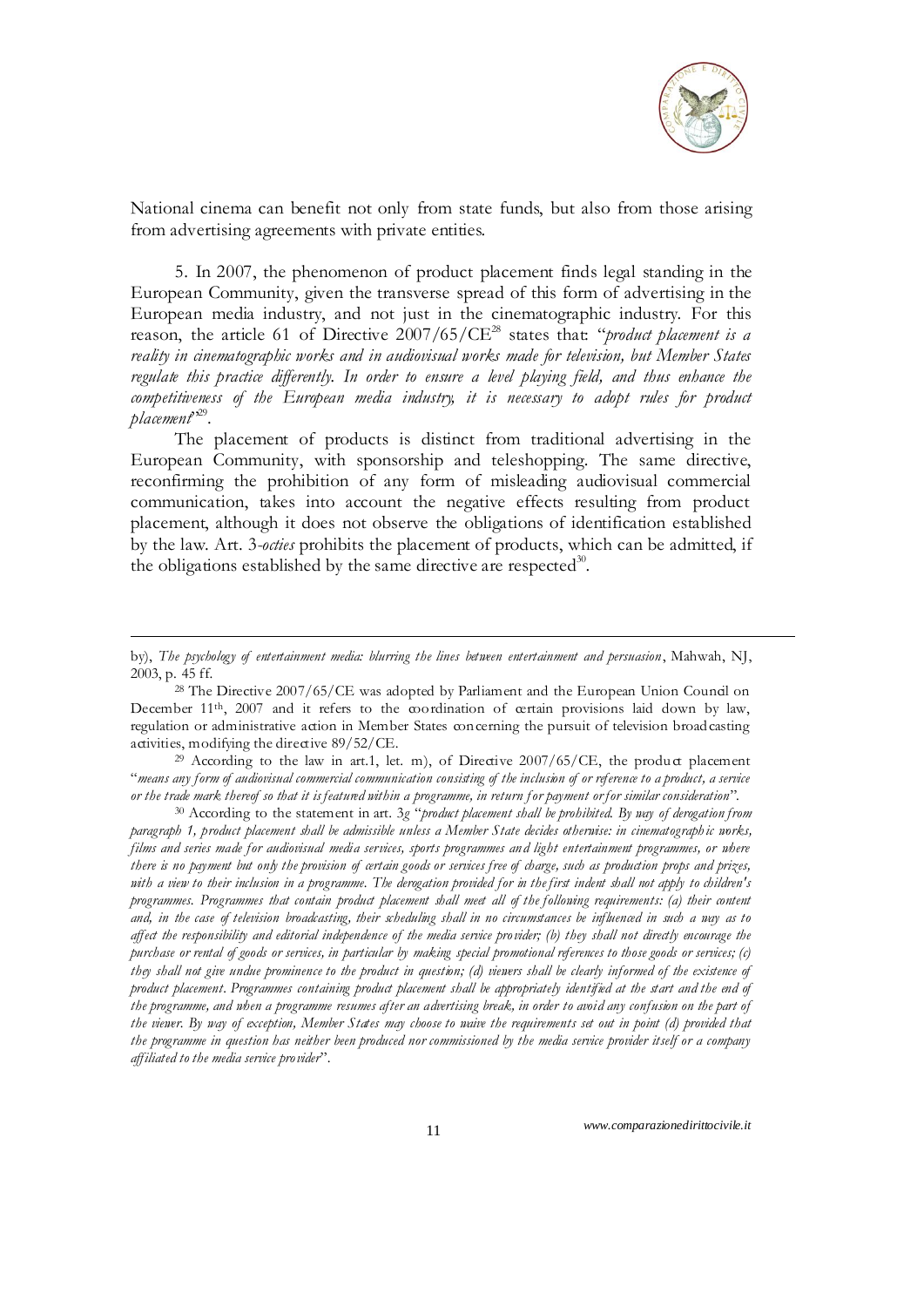National cinema can benefit not only from state funds, but also from those arising from advertising agreements with private entities.

5. In 2007, the phenomenon of product placement finds legal standing in the European Community, given the transverse spread of this form of advertising in the European media industry, and not just in the cinematographic industry. For this reason, the article 61 of Directive 2007/65/CE[28] states that: "*product placement is a reality in cinematographic works and in audiovisual works made for television, but Member States regulate this practice differently. In order to ensure a level playing field, and thus enhance the competitiveness of the European media industry, it is necessary to adopt rules for product placement*"[29].

The placement of products is distinct from traditional advertising in the European Community, with sponsorship and teleshopping. The same directive, reconfirming the prohibition of any form of misleading audiovisual commercial communication, takes into account the negative effects resulting from product placement, although it does not observe the obligations of identification established by the law. Art. 3-*octies* prohibits the placement of products, which can be admitted, if the obligations established by the same directive are respected[30].

---

by), *The psychology of entertainment media: blurring the lines between entertainment and persuasion*, Mahwah, NJ, 2003, p. 45 ff.

[28] The Directive 2007/65/CE was adopted by Parliament and the European Union Council on December 11th, 2007 and it refers to the coordination of certain provisions laid down by law, regulation or administrative action in Member States concerning the pursuit of television broadcasting activities, modifying the directive 89/52/CE.

[29] According to the law in art.1, let. m), of Directive 2007/65/CE, the product placement "*means any form of audiovisual commercial communication consisting of the inclusion of or reference to a product, a service or the trade mark thereof so that it is featured within a programme, in return for payment or for similar consideration*".

[30] According to the statement in art. 3*g* "*product placement shall be prohibited. By way of derogation from paragraph 1, product placement shall be admissible unless a Member State decides otherwise: in cinematographic works, films and series made for audiovisual media services, sports programmes and light entertainment programmes, or where there is no payment but only the provision of certain goods or services free of charge, such as production props and prizes, with a view to their inclusion in a programme. The derogation provided for in the first indent shall not apply to children's programmes. Programmes that contain product placement shall meet all of the following requirements: (a) their content and, in the case of television broadcasting, their scheduling shall in no circumstances be influenced in such a way as to affect the responsibility and editorial independence of the media service provider; (b) they shall not directly encourage the purchase or rental of goods or services, in particular by making special promotional references to those goods or services; (c) they shall not give undue prominence to the product in question; (d) viewers shall be clearly informed of the existence of product placement. Programmes containing product placement shall be appropriately identified at the start and the end of the programme, and when a programme resumes after an advertising break, in order to avoid any confusion on the part of the viewer. By way of exception, Member States may choose to waive the requirements set out in point (d) provided that the programme in question has neither been produced nor commissioned by the media service provider itself or a company affiliated to the media service provider*".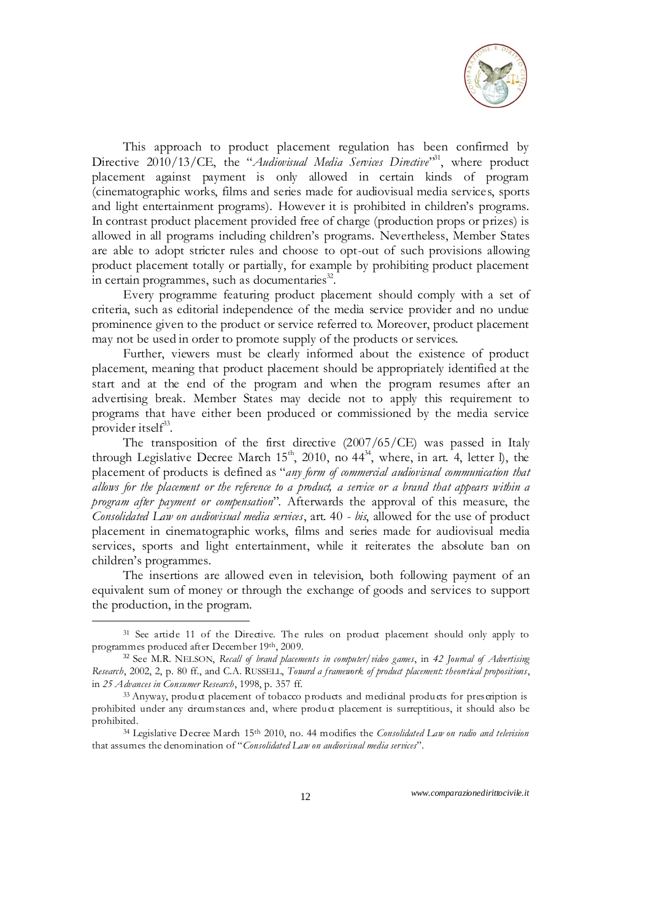This approach to product placement regulation has been confirmed by Directive 2010/13/CE, the "*Audiovisual Media Services Directive*"[31], where product placement against payment is only allowed in certain kinds of program (cinematographic works, films and series made for audiovisual media services, sports and light entertainment programs). However it is prohibited in children's programs. In contrast product placement provided free of charge (production props or prizes) is allowed in all programs including children's programs. Nevertheless, Member States are able to adopt stricter rules and choose to opt-out of such provisions allowing product placement totally or partially, for example by prohibiting product placement in certain programmes, such as documentaries[32].

Every programme featuring product placement should comply with a set of criteria, such as editorial independence of the media service provider and no undue prominence given to the product or service referred to. Moreover, product placement may not be used in order to promote supply of the products or services.

Further, viewers must be clearly informed about the existence of product placement, meaning that product placement should be appropriately identified at the start and at the end of the program and when the program resumes after an advertising break. Member States may decide not to apply this requirement to programs that have either been produced or commissioned by the media service provider itself[33].

The transposition of the first directive (2007/65/CE) was passed in Italy through Legislative Decree March 15th, 2010, no 44[34], where, in art. 4, letter l), the placement of products is defined as "*any form of commercial audiovisual communication that allows for the placement or the reference to a product, a service or a brand that appears within a program after payment or compensation*". Afterwards the approval of this measure, the *Consolidated Law on audiovisual media services*, art. 40 - *bis*, allowed for the use of product placement in cinematographic works, films and series made for audiovisual media services, sports and light entertainment, while it reiterates the absolute ban on children's programmes.

The insertions are allowed even in television, both following payment of an equivalent sum of money or through the exchange of goods and services to support the production, in the program.

---

[31] See article 11 of the Directive. The rules on product placement should only apply to programmes produced after December 19th, 2009.

[32] See M.R. NELSON, *Recall of brand placements in computer/video games*, in *42 Journal of Advertising Research*, 2002, 2, p. 80 ff., and C.A. RUSSELL, *Toward a framework of product placement: theoretical propositions*, in *25 Advances in Consumer Research*, 1998, p. 357 ff.

[33] Anyway, product placement of tobacco products and medicinal products for prescription is prohibited under any circumstances and, where product placement is surreptitious, it should also be prohibited.

[34] Legislative Decree March 15th 2010, no. 44 modifies the *Consolidated Law on radio and television* that assumes the denomination of "*Consolidated Law on audiovisual media services*".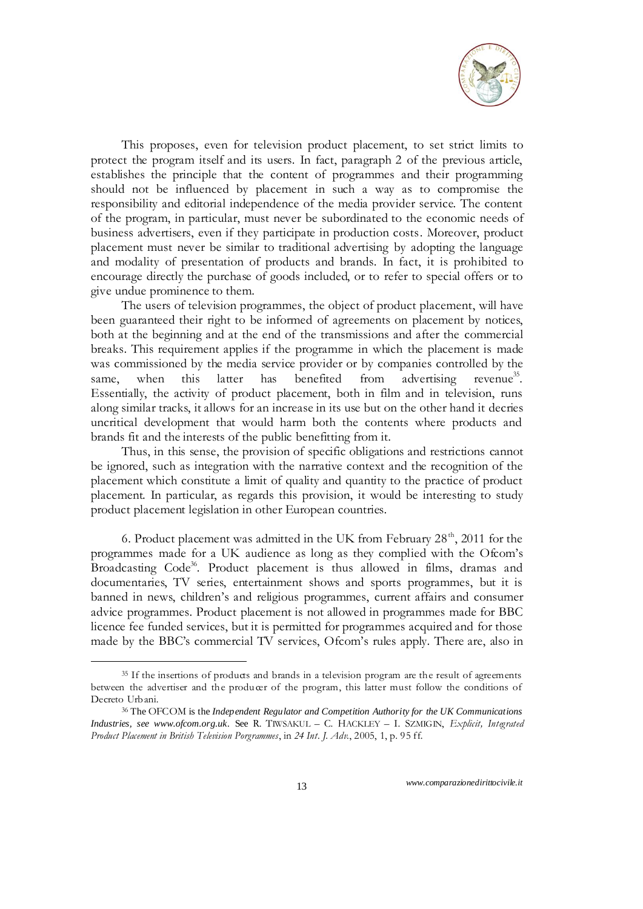This proposes, even for television product placement, to set strict limits to protect the program itself and its users. In fact, paragraph 2 of the previous article, establishes the principle that the content of programmes and their programming should not be influenced by placement in such a way as to compromise the responsibility and editorial independence of the media provider service. The content of the program, in particular, must never be subordinated to the economic needs of business advertisers, even if they participate in production costs. Moreover, product placement must never be similar to traditional advertising by adopting the language and modality of presentation of products and brands. In fact, it is prohibited to encourage directly the purchase of goods included, or to refer to special offers or to give undue prominence to them.

The users of television programmes, the object of product placement, will have been guaranteed their right to be informed of agreements on placement by notices, both at the beginning and at the end of the transmissions and after the commercial breaks. This requirement applies if the programme in which the placement is made was commissioned by the media service provider or by companies controlled by the same, when this latter has benefited from advertising revenue[35]. Essentially, the activity of product placement, both in film and in television, runs along similar tracks, it allows for an increase in its use but on the other hand it decries uncritical development that would harm both the contents where products and brands fit and the interests of the public benefitting from it.

Thus, in this sense, the provision of specific obligations and restrictions cannot be ignored, such as integration with the narrative context and the recognition of the placement which constitute a limit of quality and quantity to the practice of product placement. In particular, as regards this provision, it would be interesting to study product placement legislation in other European countries.

6. Product placement was admitted in the UK from February 28th, 2011 for the programmes made for a UK audience as long as they complied with the Ofcom's Broadcasting Code[36]. Product placement is thus allowed in films, dramas and documentaries, TV series, entertainment shows and sports programmes, but it is banned in news, children's and religious programmes, current affairs and consumer advice programmes. Product placement is not allowed in programmes made for BBC licence fee funded services, but it is permitted for programmes acquired and for those made by the BBC's commercial TV services, Ofcom's rules apply. There are, also in

---

[35] If the insertions of products and brands in a television program are the result of agreements between the advertiser and the producer of the program, this latter must follow the conditions of Decreto Urbani.

[36] The OFCOM is the *Independent Regulator and Competition Authority for the UK Communications Industries, see www.ofcom.org.uk*. See R. TIWSAKUL – C. HACKLEY – I. SZMIGIN, *Explicit, Integrated Product Placement in British Television Porgrammes*, in *24 Int. J. Adv.*, 2005, 1, p. 95 ff.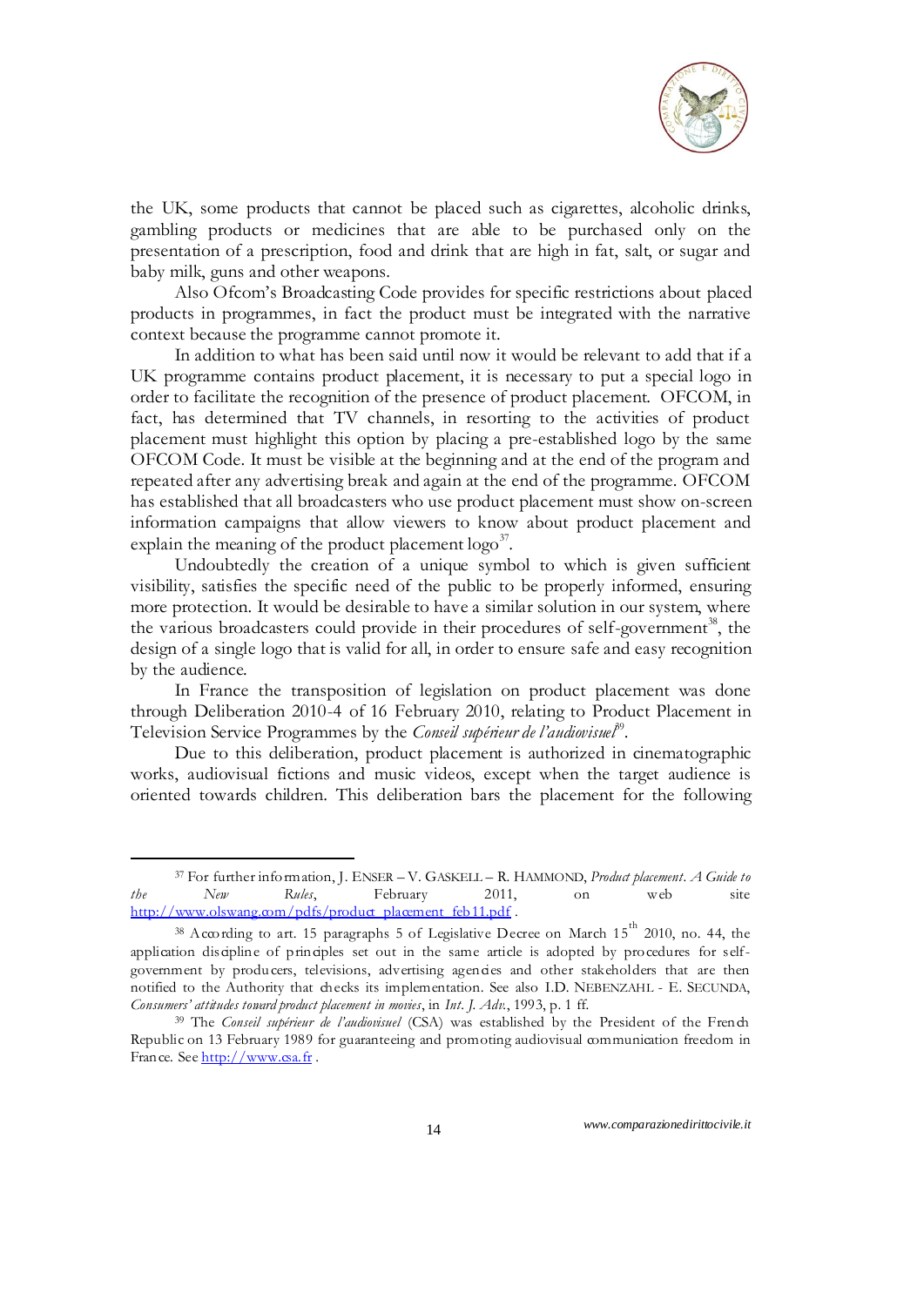the UK, some products that cannot be placed such as cigarettes, alcoholic drinks, gambling products or medicines that are able to be purchased only on the presentation of a prescription, food and drink that are high in fat, salt, or sugar and baby milk, guns and other weapons.

Also Ofcom's Broadcasting Code provides for specific restrictions about placed products in programmes, in fact the product must be integrated with the narrative context because the programme cannot promote it.

In addition to what has been said until now it would be relevant to add that if a UK programme contains product placement, it is necessary to put a special logo in order to facilitate the recognition of the presence of product placement. OFCOM, in fact, has determined that TV channels, in resorting to the activities of product placement must highlight this option by placing a pre-established logo by the same OFCOM Code. It must be visible at the beginning and at the end of the program and repeated after any advertising break and again at the end of the programme. OFCOM has established that all broadcasters who use product placement must show on-screen information campaigns that allow viewers to know about product placement and explain the meaning of the product placement logo[37].

Undoubtedly the creation of a unique symbol to which is given sufficient visibility, satisfies the specific need of the public to be properly informed, ensuring more protection. It would be desirable to have a similar solution in our system, where the various broadcasters could provide in their procedures of self-government[38], the design of a single logo that is valid for all, in order to ensure safe and easy recognition by the audience.

In France the transposition of legislation on product placement was done through Deliberation 2010-4 of 16 February 2010, relating to Product Placement in Television Service Programmes by the *Conseil supérieur de l'audiovisuel*[39].

Due to this deliberation, product placement is authorized in cinematographic works, audiovisual fictions and music videos, except when the target audience is oriented towards children. This deliberation bars the placement for the following

---

[37] For further information, J. ENSER – V. GASKELL – R. HAMMOND, *Product placement. A Guide to the New Rules*, February 2011, on web site http://www.olswang.com/pdfs/product_placement_feb11.pdf .

[38] According to art. 15 paragraphs 5 of Legislative Decree on March 15[th] 2010, no. 44, the application discipline of principles set out in the same article is adopted by procedures for self-government by producers, televisions, advertising agencies and other stakeholders that are then notified to the Authority that checks its implementation. See also I.D. NEBENZAHL - E. SECUNDA, *Consumers' attitudes toward product placement in movies*, in *Int. J. Adv.*, 1993, p. 1 ff.

[39] The *Conseil supérieur de l'audiovisuel* (CSA) was established by the President of the French Republic on 13 February 1989 for guaranteeing and promoting audiovisual communication freedom in France. See http://www.csa.fr .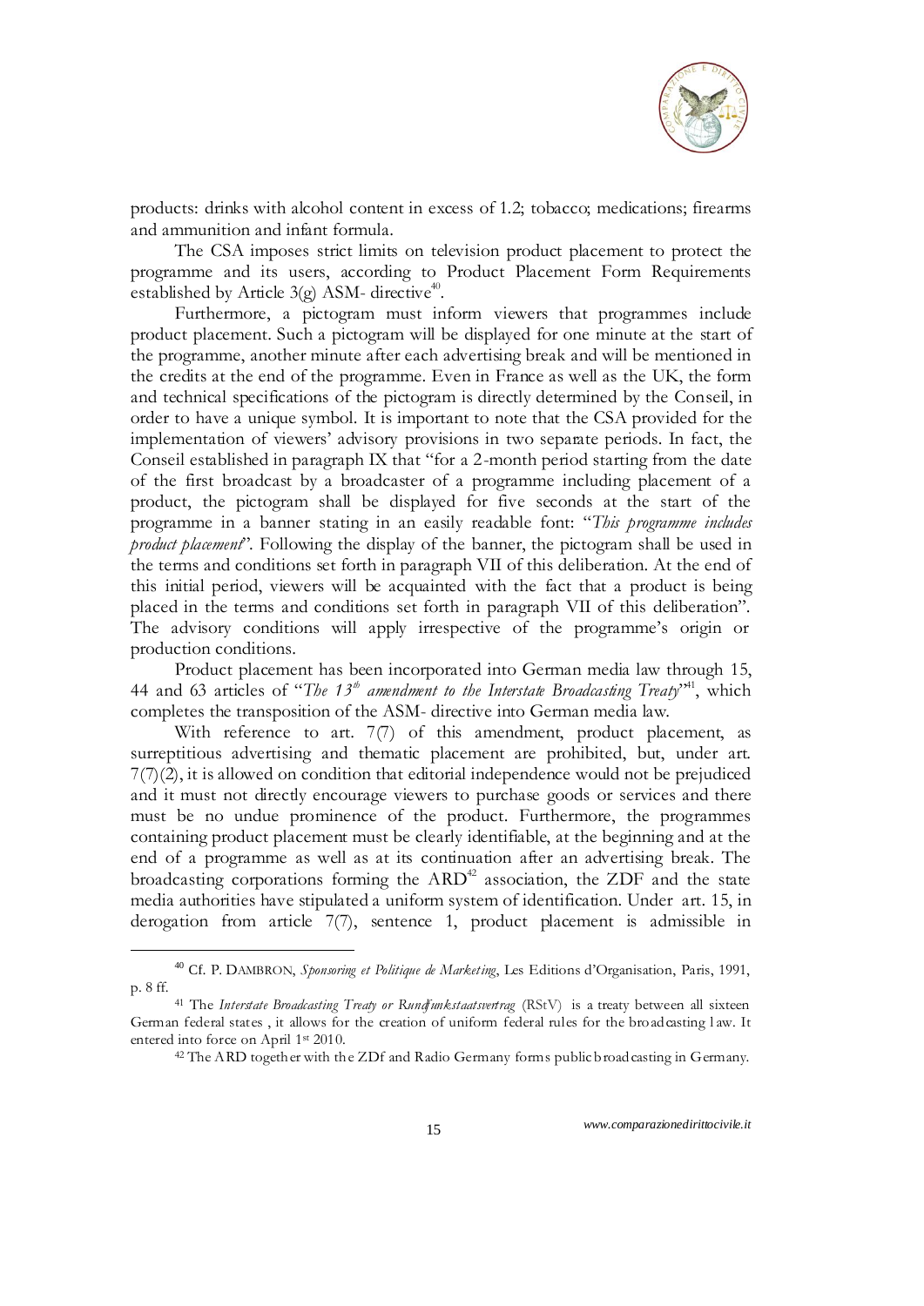products: drinks with alcohol content in excess of 1.2; tobacco; medications; firearms and ammunition and infant formula.

The CSA imposes strict limits on television product placement to protect the programme and its users, according to Product Placement Form Requirements established by Article 3(g) ASM- directive[40].

Furthermore, a pictogram must inform viewers that programmes include product placement. Such a pictogram will be displayed for one minute at the start of the programme, another minute after each advertising break and will be mentioned in the credits at the end of the programme. Even in France as well as the UK, the form and technical specifications of the pictogram is directly determined by the Conseil, in order to have a unique symbol. It is important to note that the CSA provided for the implementation of viewers' advisory provisions in two separate periods. In fact, the Conseil established in paragraph IX that "for a 2-month period starting from the date of the first broadcast by a broadcaster of a programme including placement of a product, the pictogram shall be displayed for five seconds at the start of the programme in a banner stating in an easily readable font: "*This programme includes product placement*". Following the display of the banner, the pictogram shall be used in the terms and conditions set forth in paragraph VII of this deliberation. At the end of this initial period, viewers will be acquainted with the fact that a product is being placed in the terms and conditions set forth in paragraph VII of this deliberation". The advisory conditions will apply irrespective of the programme's origin or production conditions.

Product placement has been incorporated into German media law through 15, 44 and 63 articles of "*The 13th amendment to the Interstate Broadcasting Treaty*"[41], which completes the transposition of the ASM- directive into German media law.

With reference to art. 7(7) of this amendment, product placement, as surreptitious advertising and thematic placement are prohibited, but, under art. 7(7)(2), it is allowed on condition that editorial independence would not be prejudiced and it must not directly encourage viewers to purchase goods or services and there must be no undue prominence of the product. Furthermore, the programmes containing product placement must be clearly identifiable, at the beginning and at the end of a programme as well as at its continuation after an advertising break. The broadcasting corporations forming the ARD[42] association, the ZDF and the state media authorities have stipulated a uniform system of identification. Under art. 15, in derogation from article 7(7), sentence 1, product placement is admissible in

---

[40] Cf. P. DAMBRON, *Sponsoring et Politique de Marketing*, Les Editions d'Organisation, Paris, 1991, p. 8 ff.

[41] The *Interstate Broadcasting Treaty or Rundfunkstaatsvertrag* (RStV) is a treaty between all sixteen German federal states , it allows for the creation of uniform federal rules for the broadcasting law. It entered into force on April 1st 2010.

[42] The ARD together with the ZDf and Radio Germany forms public broadcasting in Germany.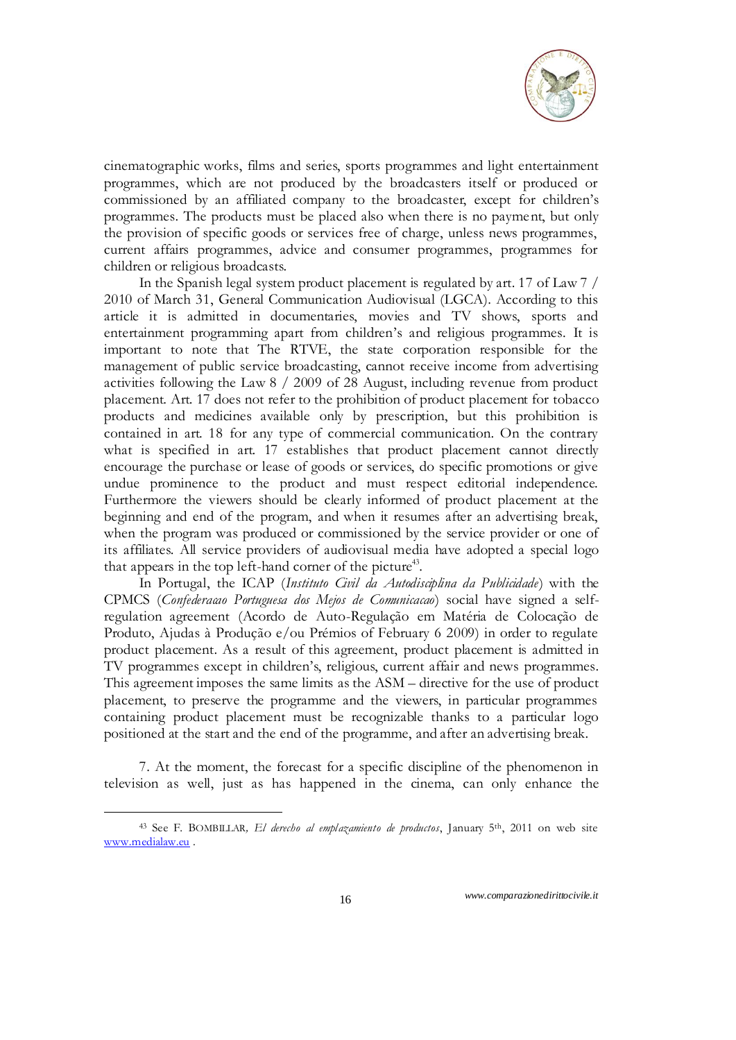cinematographic works, films and series, sports programmes and light entertainment programmes, which are not produced by the broadcasters itself or produced or commissioned by an affiliated company to the broadcaster, except for children's programmes. The products must be placed also when there is no payment, but only the provision of specific goods or services free of charge, unless news programmes, current affairs programmes, advice and consumer programmes, programmes for children or religious broadcasts.

In the Spanish legal system product placement is regulated by art. 17 of Law 7 / 2010 of March 31, General Communication Audiovisual (LGCA). According to this article it is admitted in documentaries, movies and TV shows, sports and entertainment programming apart from children's and religious programmes. It is important to note that The RTVE, the state corporation responsible for the management of public service broadcasting, cannot receive income from advertising activities following the Law 8 / 2009 of 28 August, including revenue from product placement. Art. 17 does not refer to the prohibition of product placement for tobacco products and medicines available only by prescription, but this prohibition is contained in art. 18 for any type of commercial communication. On the contrary what is specified in art. 17 establishes that product placement cannot directly encourage the purchase or lease of goods or services, do specific promotions or give undue prominence to the product and must respect editorial independence. Furthermore the viewers should be clearly informed of product placement at the beginning and end of the program, and when it resumes after an advertising break, when the program was produced or commissioned by the service provider or one of its affiliates. All service providers of audiovisual media have adopted a special logo that appears in the top left-hand corner of the picture[43].

In Portugal, the ICAP (*Instituto Civil da Autodisciplina da Publicidade*) with the CPMCS (*Confederaçao Portuguesa dos Mejos de Comunicacao*) social have signed a self-regulation agreement (Acordo de Auto-Regulação em Matéria de Colocação de Produto, Ajudas à Produção e/ou Prémios of February 6 2009) in order to regulate product placement. As a result of this agreement, product placement is admitted in TV programmes except in children's, religious, current affair and news programmes. This agreement imposes the same limits as the ASM – directive for the use of product placement, to preserve the programme and the viewers, in particular programmes containing product placement must be recognizable thanks to a particular logo positioned at the start and the end of the programme, and after an advertising break.

7. At the moment, the forecast for a specific discipline of the phenomenon in television as well, just as has happened in the cinema, can only enhance the

[43] See F. BOMBILLAR, *El derecho al emplazamiento de productos*, January 5th, 2011 on web site www.medialaw.eu .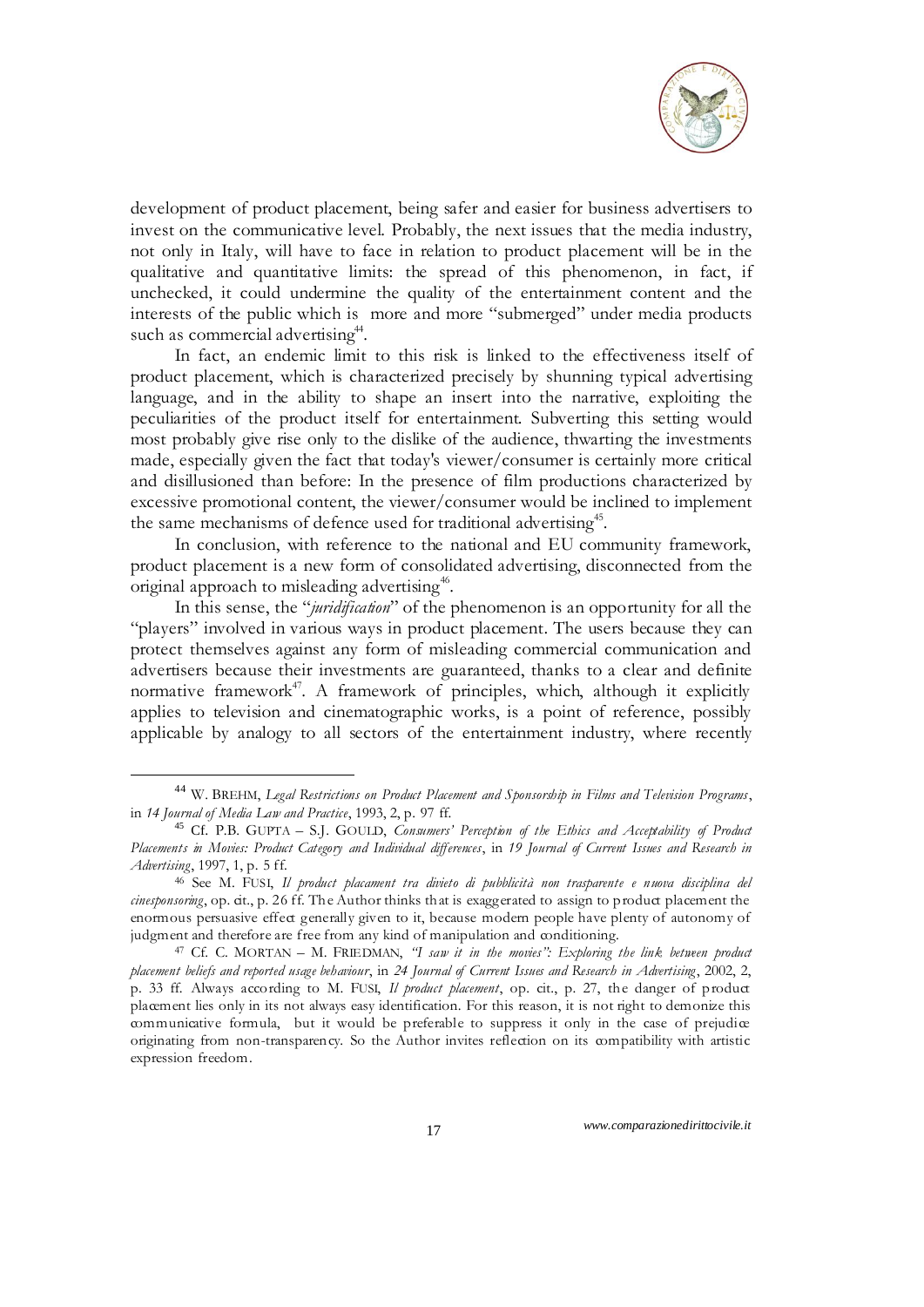development of product placement, being safer and easier for business advertisers to invest on the communicative level. Probably, the next issues that the media industry, not only in Italy, will have to face in relation to product placement will be in the qualitative and quantitative limits: the spread of this phenomenon, in fact, if unchecked, it could undermine the quality of the entertainment content and the interests of the public which is more and more "submerged" under media products such as commercial advertising[44].

In fact, an endemic limit to this risk is linked to the effectiveness itself of product placement, which is characterized precisely by shunning typical advertising language, and in the ability to shape an insert into the narrative, exploiting the peculiarities of the product itself for entertainment. Subverting this setting would most probably give rise only to the dislike of the audience, thwarting the investments made, especially given the fact that today's viewer/consumer is certainly more critical and disillusioned than before: In the presence of film productions characterized by excessive promotional content, the viewer/consumer would be inclined to implement the same mechanisms of defence used for traditional advertising[45].

In conclusion, with reference to the national and EU community framework, product placement is a new form of consolidated advertising, disconnected from the original approach to misleading advertising[46].

In this sense, the "*juridification*" of the phenomenon is an opportunity for all the "players" involved in various ways in product placement. The users because they can protect themselves against any form of misleading commercial communication and advertisers because their investments are guaranteed, thanks to a clear and definite normative framework[47]. A framework of principles, which, although it explicitly applies to television and cinematographic works, is a point of reference, possibly applicable by analogy to all sectors of the entertainment industry, where recently

---

[44] W. BREHM, *Legal Restrictions on Product Placement and Sponsorship in Films and Television Programs*, in *14 Journal of Media Law and Practice*, 1993, 2, p. 97 ff.

[45] Cf. P.B. GUPTA – S.J. GOULD, *Consumers' Perception of the Ethics and Acceptability of Product Placements in Movies: Product Category and Individual differences*, in *19 Journal of Current Issues and Research in Advertising*, 1997, 1, p. 5 ff.

[46] See M. FUSI, *Il product placament tra divieto di pubblicità non trasparente e nuova disciplina del cinesponsoring*, op. cit., p. 26 ff. The Author thinks that is exaggerated to assign to product placement the enormous persuasive effect generally given to it, because modern people have plenty of autonomy of judgment and therefore are free from any kind of manipulation and conditioning.

[47] Cf. C. MORTAN – M. FRIEDMAN, *"I saw it in the movies": Exploring the link between product placement beliefs and reported usage behaviour*, in *24 Journal of Current Issues and Research in Advertising*, 2002, 2, p. 33 ff. Always according to M. FUSI, *Il product placement*, op. cit., p. 27, the danger of product placement lies only in its not always easy identification. For this reason, it is not right to demonize this communicative formula, but it would be preferable to suppress it only in the case of prejudice originating from non-transparency. So the Author invites reflection on its compatibility with artistic expression freedom.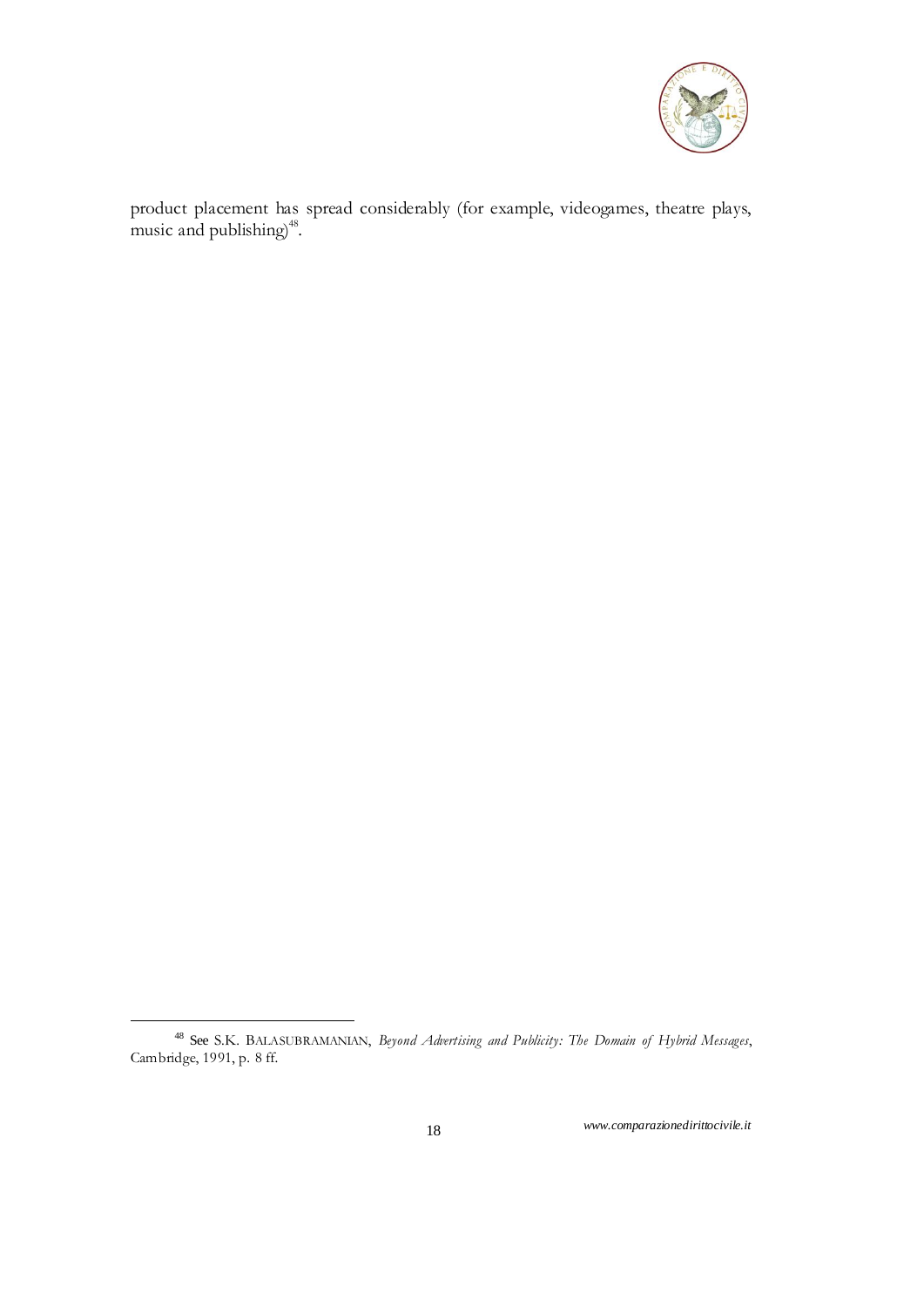product placement has spread considerably (for example, videogames, theatre plays, music and publishing)[48].

---

[48] See S.K. BALASUBRAMANIAN, *Beyond Advertising and Publicity: The Domain of Hybrid Messages*, Cambridge, 1991, p. 8 ff.